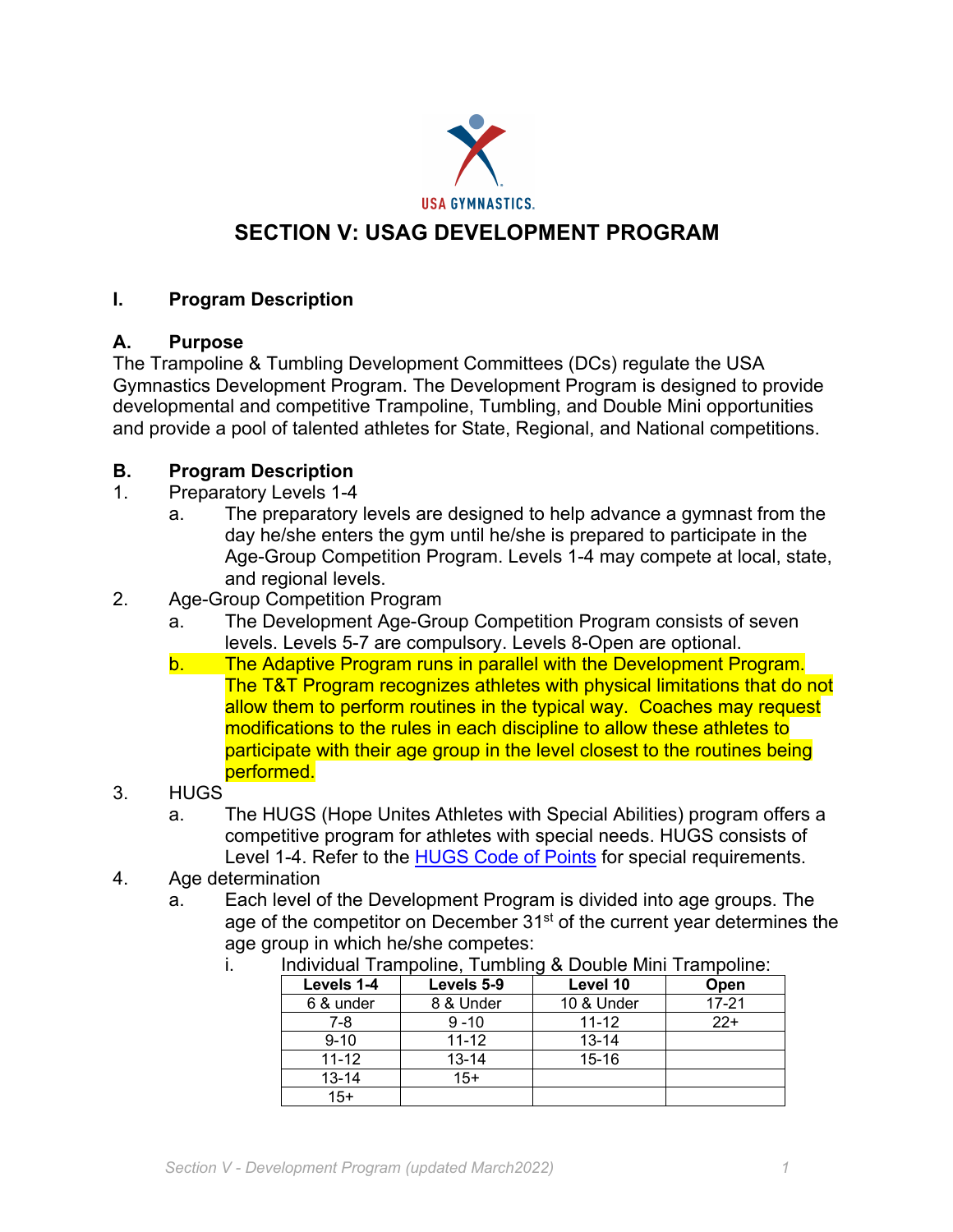# SECTION V: USAG DEVELOPMENT PROGRAM

## I. Program Description

### A. Purpose

The Trampoline & Tumbling Development Committees (DCs) regulate the USA Gymnastics Development Program. The Development Program is designed to provide developmental and competitive Trampoline, Tumbling, and Double Mini opportunities and provide a pool of talented athletes for State, Regional, and National competitions.

### B. Program Description

1. Preparatory Levels 1-4
   a. The preparatory levels are designed to help advance a gymnast from the day he/she enters the gym until he/she is prepared to participate in the Age-Group Competition Program. Levels 1-4 may compete at local, state, and regional levels.
2. Age-Group Competition Program
   a. The Development Age-Group Competition Program consists of seven levels. Levels 5-7 are compulsory. Levels 8-Open are optional.
   b. The Adaptive Program runs in parallel with the Development Program. The T&T Program recognizes athletes with physical limitations that do not allow them to perform routines in the typical way. Coaches may request modifications to the rules in each discipline to allow these athletes to participate with their age group in the level closest to the routines being performed.
3. HUGS
   a. The HUGS (Hope Unites Athletes with Special Abilities) program offers a competitive program for athletes with special needs. HUGS consists of Level 1-4. Refer to the HUGS Code of Points for special requirements.
4. Age determination
   a. Each level of the Development Program is divided into age groups. The age of the competitor on December 31st of the current year determines the age group in which he/she competes:
      i. Individual Trampoline, Tumbling & Double Mini Trampoline:

| Levels 1-4 | Levels 5-9 | Level 10 | Open |
|---|---|---|---|
| 6 & under | 8 & Under | 10 & Under | 17-21 |
| 7-8 | 9 -10 | 11-12 | 22+ |
| 9-10 | 11-12 | 13-14 | |
| 11-12 | 13-14 | 15-16 | |
| 13-14 | 15+ | | |
| 15+ | | | |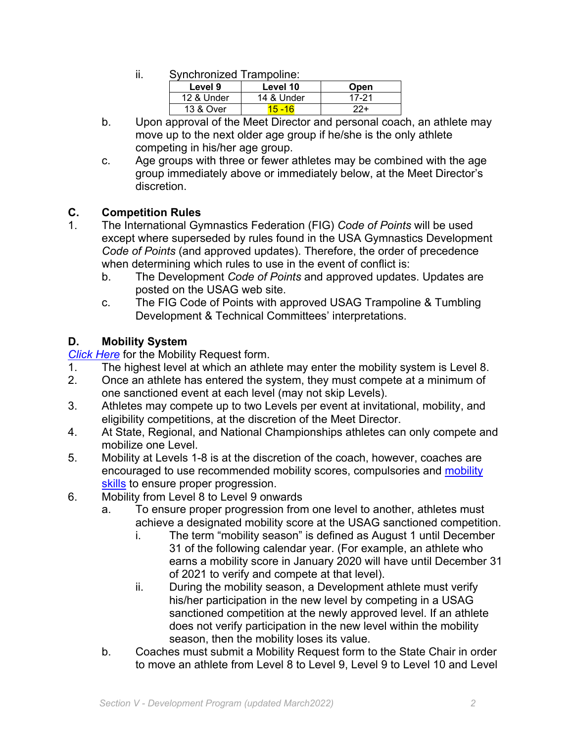ii. Synchronized Trampoline:

| Level 9 | Level 10 | Open |
|---|---|---|
| 12 & Under | 14 & Under | 17-21 |
| 13 & Over | 15 -16 | 22+ |

b. Upon approval of the Meet Director and personal coach, an athlete may move up to the next older age group if he/she is the only athlete competing in his/her age group.

c. Age groups with three or fewer athletes may be combined with the age group immediately above or immediately below, at the Meet Director's discretion.

## C. Competition Rules

1. The International Gymnastics Federation (FIG) *Code of Points* will be used except where superseded by rules found in the USA Gymnastics Development *Code of Points* (and approved updates). Therefore, the order of precedence when determining which rules to use in the event of conflict is:
   b. The Development *Code of Points* and approved updates. Updates are posted on the USAG web site.
   c. The FIG Code of Points with approved USAG Trampoline & Tumbling Development & Technical Committees' interpretations.

## D. Mobility System

*Click Here* for the Mobility Request form.

1. The highest level at which an athlete may enter the mobility system is Level 8.
2. Once an athlete has entered the system, they must compete at a minimum of one sanctioned event at each level (may not skip Levels).
3. Athletes may compete up to two Levels per event at invitational, mobility, and eligibility competitions, at the discretion of the Meet Director.
4. At State, Regional, and National Championships athletes can only compete and mobilize one Level.
5. Mobility at Levels 1-8 is at the discretion of the coach, however, coaches are encouraged to use recommended mobility scores, compulsories and mobility skills to ensure proper progression.
6. Mobility from Level 8 to Level 9 onwards
   a. To ensure proper progression from one level to another, athletes must achieve a designated mobility score at the USAG sanctioned competition.
      i. The term "mobility season" is defined as August 1 until December 31 of the following calendar year. (For example, an athlete who earns a mobility score in January 2020 will have until December 31 of 2021 to verify and compete at that level).
      ii. During the mobility season, a Development athlete must verify his/her participation in the new level by competing in a USAG sanctioned competition at the newly approved level. If an athlete does not verify participation in the new level within the mobility season, then the mobility loses its value.
   b. Coaches must submit a Mobility Request form to the State Chair in order to move an athlete from Level 8 to Level 9, Level 9 to Level 10 and Level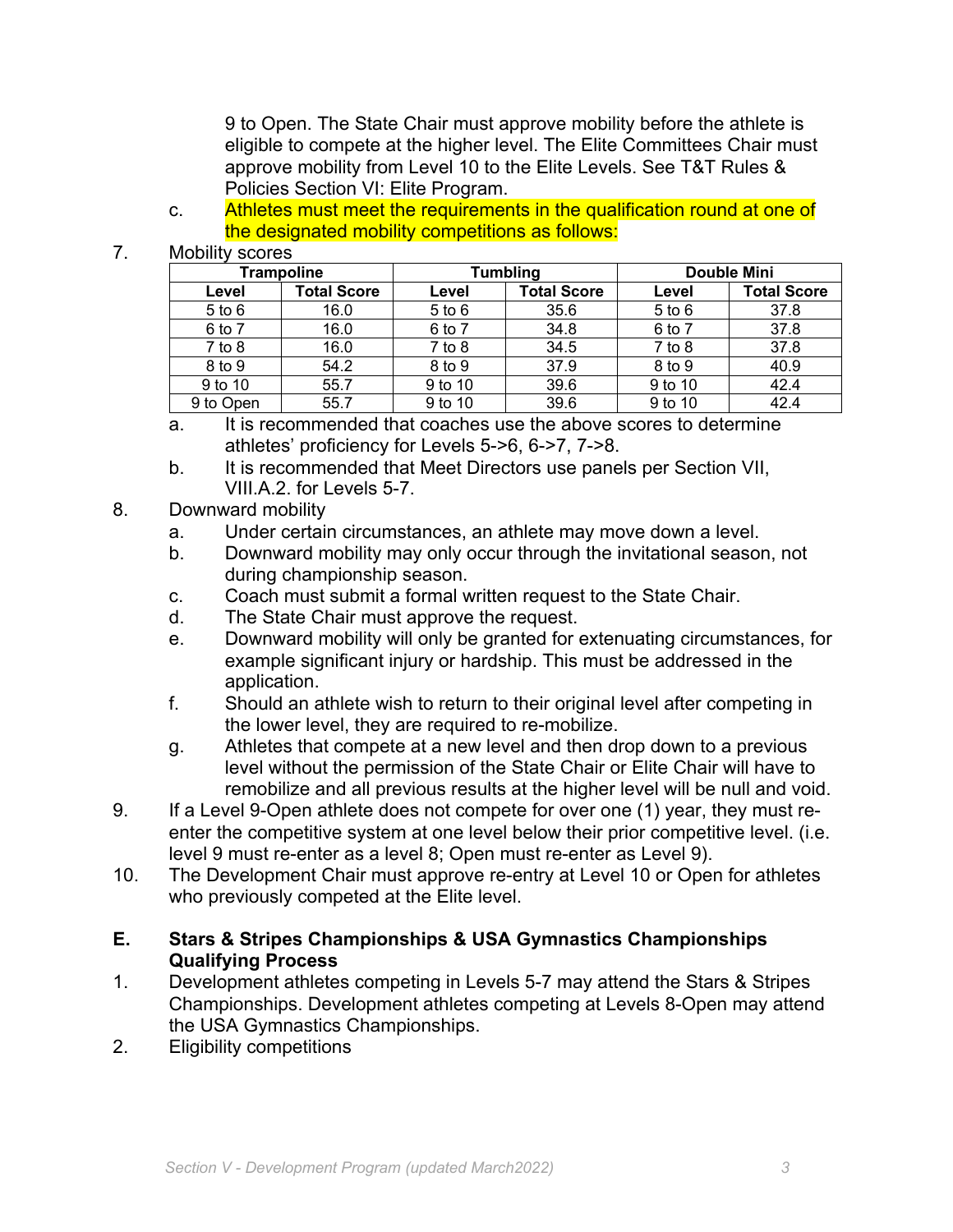9 to Open. The State Chair must approve mobility before the athlete is eligible to compete at the higher level. The Elite Committees Chair must approve mobility from Level 10 to the Elite Levels. See T&T Rules & Policies Section VI: Elite Program.

c. Athletes must meet the requirements in the qualification round at one of the designated mobility competitions as follows:

7. Mobility scores

| Trampoline | | Tumbling | | Double Mini | |
|---|---|---|---|---|---|
| **Level** | **Total Score** | **Level** | **Total Score** | **Level** | **Total Score** |
| 5 to 6 | 16.0 | 5 to 6 | 35.6 | 5 to 6 | 37.8 |
| 6 to 7 | 16.0 | 6 to 7 | 34.8 | 6 to 7 | 37.8 |
| 7 to 8 | 16.0 | 7 to 8 | 34.5 | 7 to 8 | 37.8 |
| 8 to 9 | 54.2 | 8 to 9 | 37.9 | 8 to 9 | 40.9 |
| 9 to 10 | 55.7 | 9 to 10 | 39.6 | 9 to 10 | 42.4 |
| 9 to Open | 55.7 | 9 to 10 | 39.6 | 9 to 10 | 42.4 |

a. It is recommended that coaches use the above scores to determine athletes' proficiency for Levels 5->6, 6->7, 7->8.

b. It is recommended that Meet Directors use panels per Section VII, VIII.A.2. for Levels 5-7.

8. Downward mobility
   a. Under certain circumstances, an athlete may move down a level.
   b. Downward mobility may only occur through the invitational season, not during championship season.
   c. Coach must submit a formal written request to the State Chair.
   d. The State Chair must approve the request.
   e. Downward mobility will only be granted for extenuating circumstances, for example significant injury or hardship. This must be addressed in the application.
   f. Should an athlete wish to return to their original level after competing in the lower level, they are required to re-mobilize.
   g. Athletes that compete at a new level and then drop down to a previous level without the permission of the State Chair or Elite Chair will have to remobilize and all previous results at the higher level will be null and void.
9. If a Level 9-Open athlete does not compete for over one (1) year, they must re-enter the competitive system at one level below their prior competitive level. (i.e. level 9 must re-enter as a level 8; Open must re-enter as Level 9).
10. The Development Chair must approve re-entry at Level 10 or Open for athletes who previously competed at the Elite level.

## E. Stars & Stripes Championships & USA Gymnastics Championships Qualifying Process

1. Development athletes competing in Levels 5-7 may attend the Stars & Stripes Championships. Development athletes competing at Levels 8-Open may attend the USA Gymnastics Championships.
2. Eligibility competitions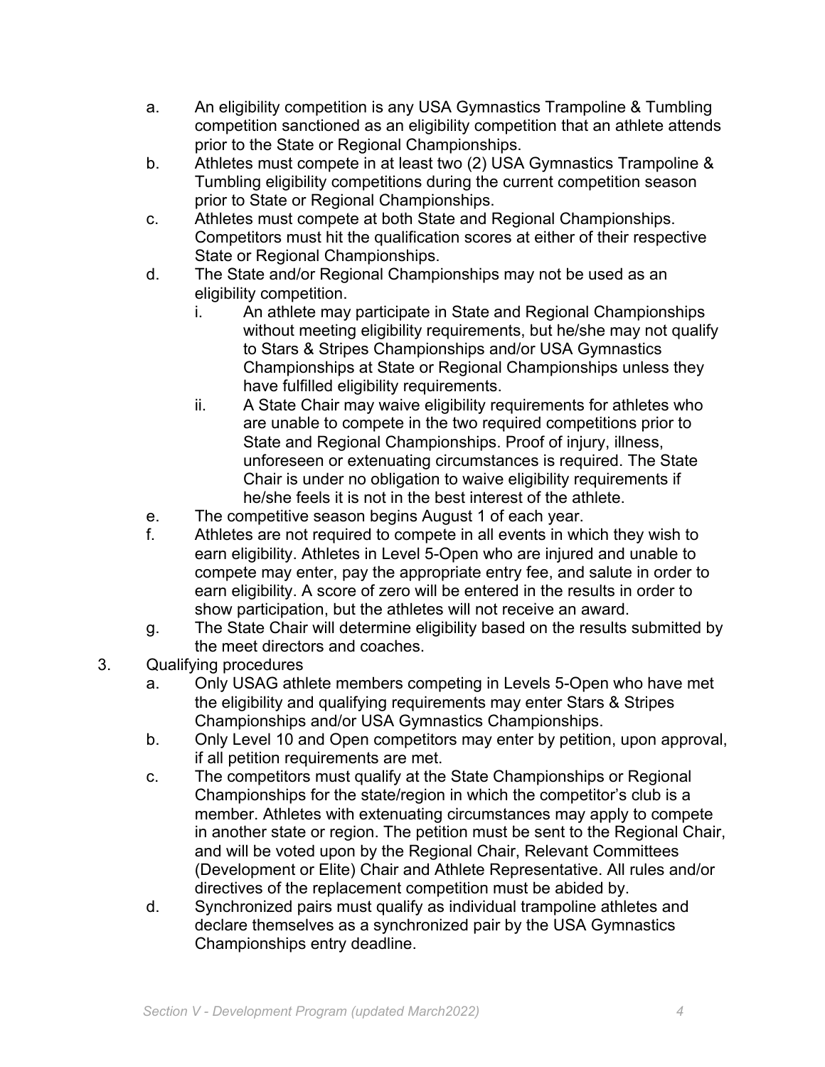a. An eligibility competition is any USA Gymnastics Trampoline & Tumbling competition sanctioned as an eligibility competition that an athlete attends prior to the State or Regional Championships.
b. Athletes must compete in at least two (2) USA Gymnastics Trampoline & Tumbling eligibility competitions during the current competition season prior to State or Regional Championships.
c. Athletes must compete at both State and Regional Championships. Competitors must hit the qualification scores at either of their respective State or Regional Championships.
d. The State and/or Regional Championships may not be used as an eligibility competition.
    i. An athlete may participate in State and Regional Championships without meeting eligibility requirements, but he/she may not qualify to Stars & Stripes Championships and/or USA Gymnastics Championships at State or Regional Championships unless they have fulfilled eligibility requirements.
    ii. A State Chair may waive eligibility requirements for athletes who are unable to compete in the two required competitions prior to State and Regional Championships. Proof of injury, illness, unforeseen or extenuating circumstances is required. The State Chair is under no obligation to waive eligibility requirements if he/she feels it is not in the best interest of the athlete.
e. The competitive season begins August 1 of each year.
f. Athletes are not required to compete in all events in which they wish to earn eligibility. Athletes in Level 5-Open who are injured and unable to compete may enter, pay the appropriate entry fee, and salute in order to earn eligibility. A score of zero will be entered in the results in order to show participation, but the athletes will not receive an award.
g. The State Chair will determine eligibility based on the results submitted by the meet directors and coaches.

3. Qualifying procedures
    a. Only USAG athlete members competing in Levels 5-Open who have met the eligibility and qualifying requirements may enter Stars & Stripes Championships and/or USA Gymnastics Championships.
    b. Only Level 10 and Open competitors may enter by petition, upon approval, if all petition requirements are met.
    c. The competitors must qualify at the State Championships or Regional Championships for the state/region in which the competitor's club is a member. Athletes with extenuating circumstances may apply to compete in another state or region. The petition must be sent to the Regional Chair, and will be voted upon by the Regional Chair, Relevant Committees (Development or Elite) Chair and Athlete Representative. All rules and/or directives of the replacement competition must be abided by.
    d. Synchronized pairs must qualify as individual trampoline athletes and declare themselves as a synchronized pair by the USA Gymnastics Championships entry deadline.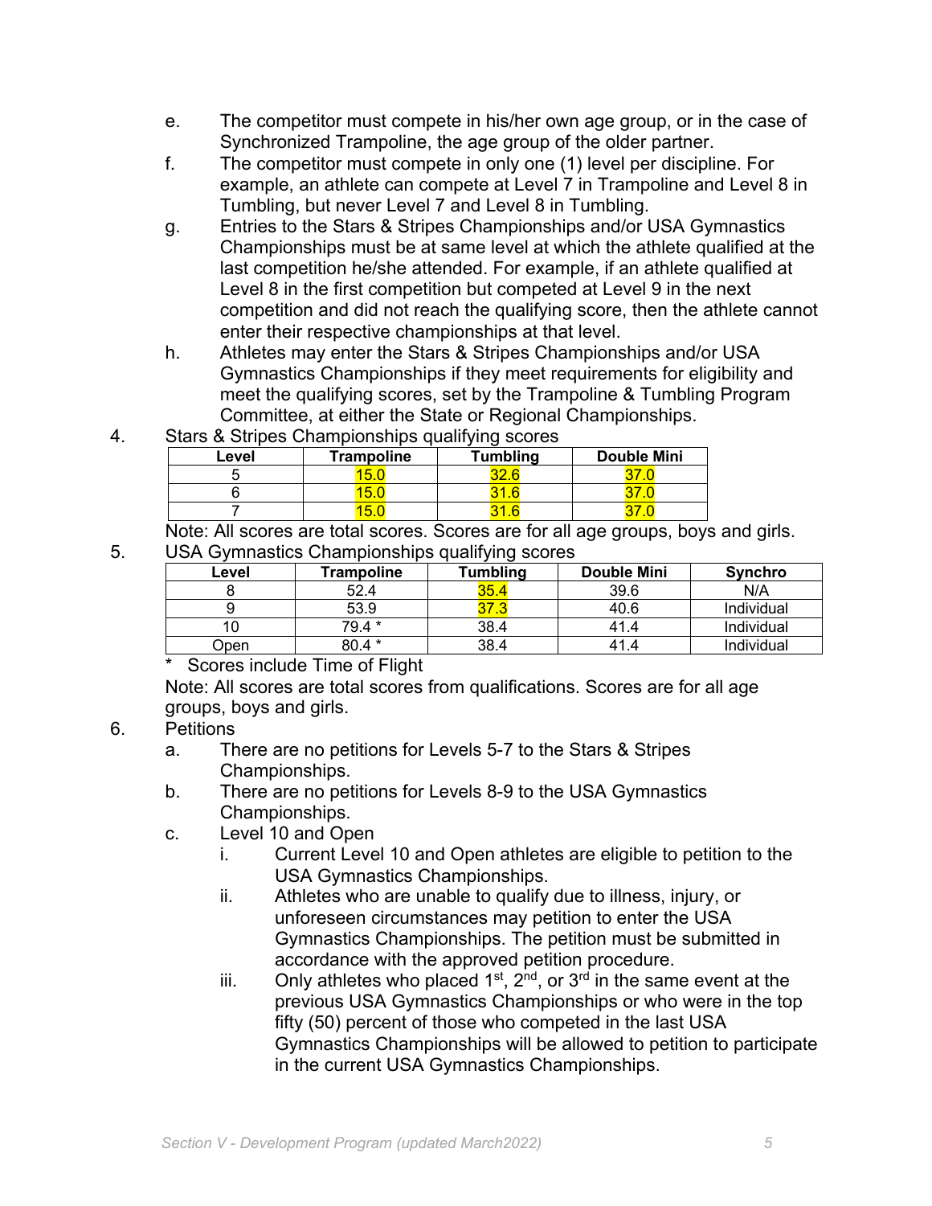e. The competitor must compete in his/her own age group, or in the case of Synchronized Trampoline, the age group of the older partner.

f. The competitor must compete in only one (1) level per discipline. For example, an athlete can compete at Level 7 in Trampoline and Level 8 in Tumbling, but never Level 7 and Level 8 in Tumbling.

g. Entries to the Stars & Stripes Championships and/or USA Gymnastics Championships must be at same level at which the athlete qualified at the last competition he/she attended. For example, if an athlete qualified at Level 8 in the first competition but competed at Level 9 in the next competition and did not reach the qualifying score, then the athlete cannot enter their respective championships at that level.

h. Athletes may enter the Stars & Stripes Championships and/or USA Gymnastics Championships if they meet requirements for eligibility and meet the qualifying scores, set by the Trampoline & Tumbling Program Committee, at either the State or Regional Championships.

4. Stars & Stripes Championships qualifying scores

| Level | Trampoline | Tumbling | Double Mini |
|---|---|---|---|
| 5 | 15.0 | 32.6 | 37.0 |
| 6 | 15.0 | 31.6 | 37.0 |
| 7 | 15.0 | 31.6 | 37.0 |

Note: All scores are total scores. Scores are for all age groups, boys and girls.

5. USA Gymnastics Championships qualifying scores

| Level | Trampoline | Tumbling | Double Mini | Synchro |
|---|---|---|---|---|
| 8 | 52.4 | 35.4 | 39.6 | N/A |
| 9 | 53.9 | 37.3 | 40.6 | Individual |
| 10 | 79.4 * | 38.4 | 41.4 | Individual |
| Open | 80.4 * | 38.4 | 41.4 | Individual |

\* Scores include Time of Flight

Note: All scores are total scores from qualifications. Scores are for all age groups, boys and girls.

6. Petitions

a. There are no petitions for Levels 5-7 to the Stars & Stripes Championships.

b. There are no petitions for Levels 8-9 to the USA Gymnastics Championships.

c. Level 10 and Open

i. Current Level 10 and Open athletes are eligible to petition to the USA Gymnastics Championships.

ii. Athletes who are unable to qualify due to illness, injury, or unforeseen circumstances may petition to enter the USA Gymnastics Championships. The petition must be submitted in accordance with the approved petition procedure.

iii. Only athletes who placed 1st, 2nd, or 3rd in the same event at the previous USA Gymnastics Championships or who were in the top fifty (50) percent of those who competed in the last USA Gymnastics Championships will be allowed to petition to participate in the current USA Gymnastics Championships.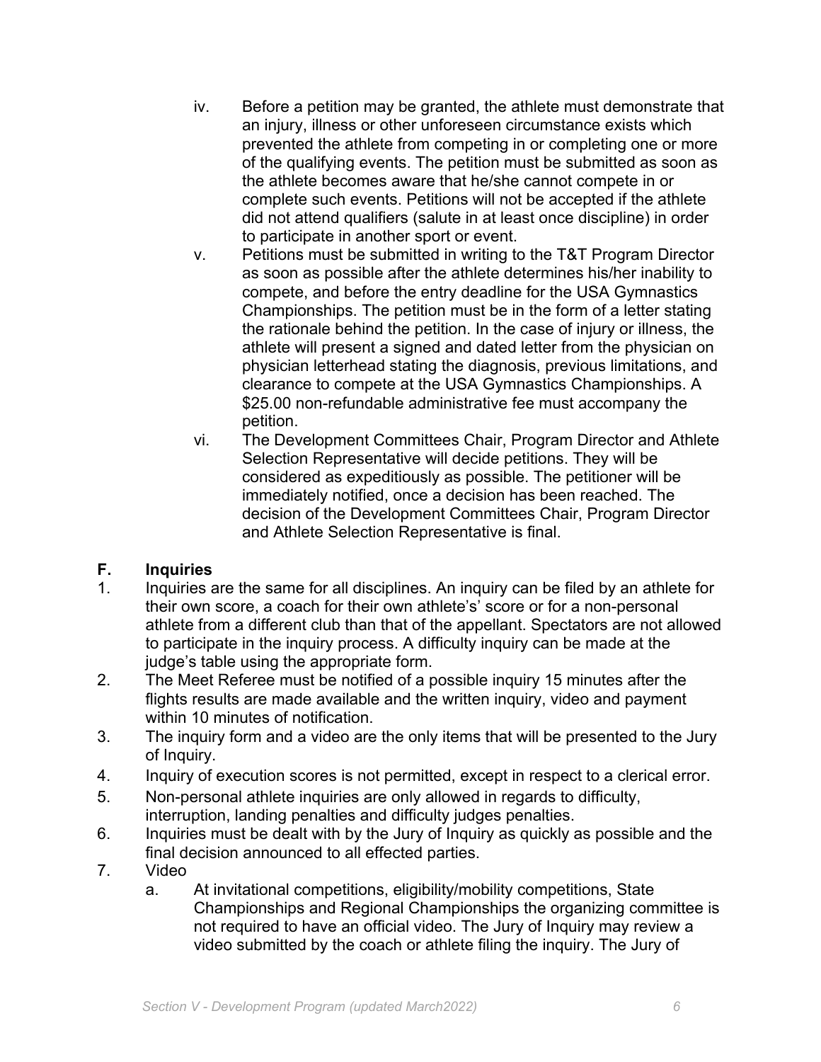iv. Before a petition may be granted, the athlete must demonstrate that an injury, illness or other unforeseen circumstance exists which prevented the athlete from competing in or completing one or more of the qualifying events. The petition must be submitted as soon as the athlete becomes aware that he/she cannot compete in or complete such events. Petitions will not be accepted if the athlete did not attend qualifiers (salute in at least once discipline) in order to participate in another sport or event.

v. Petitions must be submitted in writing to the T&T Program Director as soon as possible after the athlete determines his/her inability to compete, and before the entry deadline for the USA Gymnastics Championships. The petition must be in the form of a letter stating the rationale behind the petition. In the case of injury or illness, the athlete will present a signed and dated letter from the physician on physician letterhead stating the diagnosis, previous limitations, and clearance to compete at the USA Gymnastics Championships. A $25.00 non-refundable administrative fee must accompany the petition.

vi. The Development Committees Chair, Program Director and Athlete Selection Representative will decide petitions. They will be considered as expeditiously as possible. The petitioner will be immediately notified, once a decision has been reached. The decision of the Development Committees Chair, Program Director and Athlete Selection Representative is final.

## F. Inquiries

1. Inquiries are the same for all disciplines. An inquiry can be filed by an athlete for their own score, a coach for their own athlete's' score or for a non-personal athlete from a different club than that of the appellant. Spectators are not allowed to participate in the inquiry process. A difficulty inquiry can be made at the judge's table using the appropriate form.
2. The Meet Referee must be notified of a possible inquiry 15 minutes after the flights results are made available and the written inquiry, video and payment within 10 minutes of notification.
3. The inquiry form and a video are the only items that will be presented to the Jury of Inquiry.
4. Inquiry of execution scores is not permitted, except in respect to a clerical error.
5. Non-personal athlete inquiries are only allowed in regards to difficulty, interruption, landing penalties and difficulty judges penalties.
6. Inquiries must be dealt with by the Jury of Inquiry as quickly as possible and the final decision announced to all effected parties.
7. Video
   a. At invitational competitions, eligibility/mobility competitions, State Championships and Regional Championships the organizing committee is not required to have an official video. The Jury of Inquiry may review a video submitted by the coach or athlete filing the inquiry. The Jury of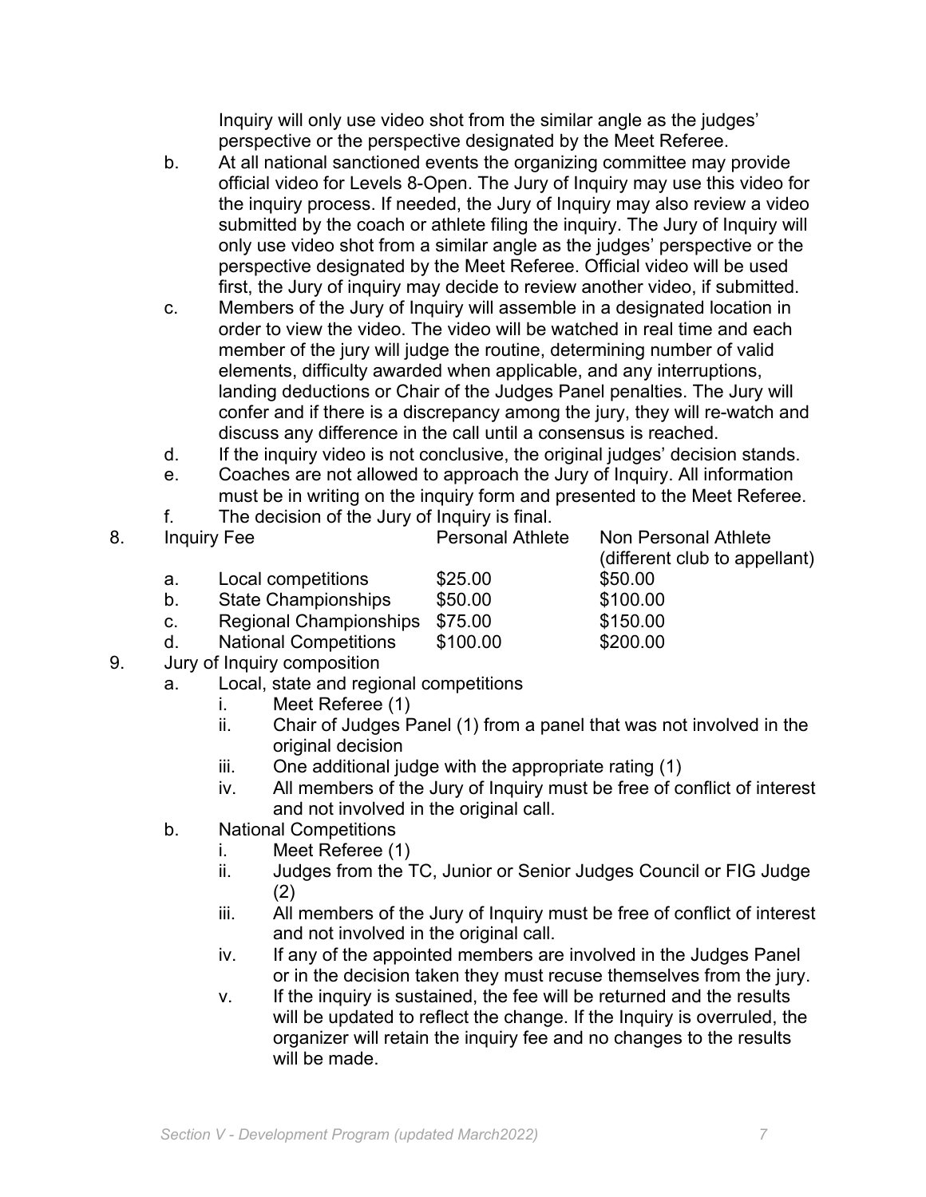Inquiry will only use video shot from the similar angle as the judges' perspective or the perspective designated by the Meet Referee.

b. At all national sanctioned events the organizing committee may provide official video for Levels 8-Open. The Jury of Inquiry may use this video for the inquiry process. If needed, the Jury of Inquiry may also review a video submitted by the coach or athlete filing the inquiry. The Jury of Inquiry will only use video shot from a similar angle as the judges' perspective or the perspective designated by the Meet Referee. Official video will be used first, the Jury of inquiry may decide to review another video, if submitted.

c. Members of the Jury of Inquiry will assemble in a designated location in order to view the video. The video will be watched in real time and each member of the jury will judge the routine, determining number of valid elements, difficulty awarded when applicable, and any interruptions, landing deductions or Chair of the Judges Panel penalties. The Jury will confer and if there is a discrepancy among the jury, they will re-watch and discuss any difference in the call until a consensus is reached.

d. If the inquiry video is not conclusive, the original judges' decision stands.

e. Coaches are not allowed to approach the Jury of Inquiry. All information must be in writing on the inquiry form and presented to the Meet Referee.

f. The decision of the Jury of Inquiry is final.

8. Inquiry Fee

| Inquiry Fee | Personal Athlete | Non Personal Athlete (different club to appellant) |
|---|---|---|
| a. Local competitions | $25.00 | $50.00 |
| b. State Championships | $50.00 | $100.00 |
| c. Regional Championships | $75.00 | $150.00 |
| d. National Competitions | $100.00 | $200.00 |

9. Jury of Inquiry composition
   a. Local, state and regional competitions
      i. Meet Referee (1)
      ii. Chair of Judges Panel (1) from a panel that was not involved in the original decision
      iii. One additional judge with the appropriate rating (1)
      iv. All members of the Jury of Inquiry must be free of conflict of interest and not involved in the original call.
   b. National Competitions
      i. Meet Referee (1)
      ii. Judges from the TC, Junior or Senior Judges Council or FIG Judge (2)
      iii. All members of the Jury of Inquiry must be free of conflict of interest and not involved in the original call.
      iv. If any of the appointed members are involved in the Judges Panel or in the decision taken they must recuse themselves from the jury.
      v. If the inquiry is sustained, the fee will be returned and the results will be updated to reflect the change. If the Inquiry is overruled, the organizer will retain the inquiry fee and no changes to the results will be made.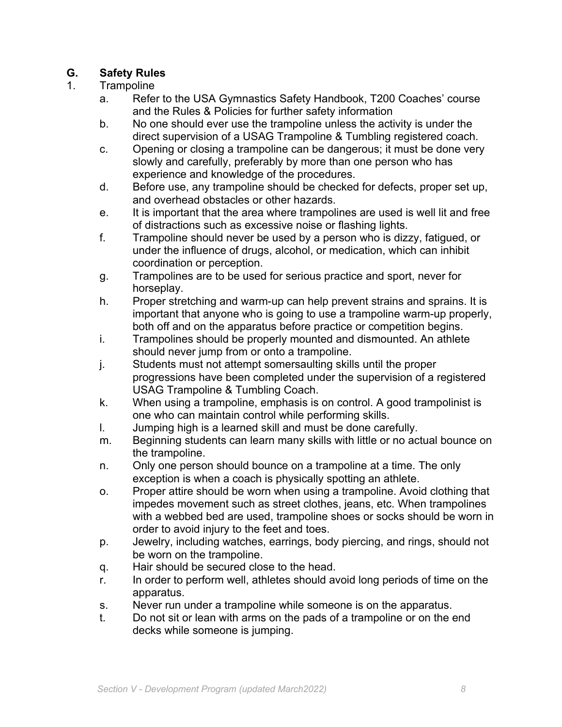## G. Safety Rules

1. Trampoline
   a. Refer to the USA Gymnastics Safety Handbook, T200 Coaches' course and the Rules & Policies for further safety information
   b. No one should ever use the trampoline unless the activity is under the direct supervision of a USAG Trampoline & Tumbling registered coach.
   c. Opening or closing a trampoline can be dangerous; it must be done very slowly and carefully, preferably by more than one person who has experience and knowledge of the procedures.
   d. Before use, any trampoline should be checked for defects, proper set up, and overhead obstacles or other hazards.
   e. It is important that the area where trampolines are used is well lit and free of distractions such as excessive noise or flashing lights.
   f. Trampoline should never be used by a person who is dizzy, fatigued, or under the influence of drugs, alcohol, or medication, which can inhibit coordination or perception.
   g. Trampolines are to be used for serious practice and sport, never for horseplay.
   h. Proper stretching and warm-up can help prevent strains and sprains. It is important that anyone who is going to use a trampoline warm-up properly, both off and on the apparatus before practice or competition begins.
   i. Trampolines should be properly mounted and dismounted. An athlete should never jump from or onto a trampoline.
   j. Students must not attempt somersaulting skills until the proper progressions have been completed under the supervision of a registered USAG Trampoline & Tumbling Coach.
   k. When using a trampoline, emphasis is on control. A good trampolinist is one who can maintain control while performing skills.
   l. Jumping high is a learned skill and must be done carefully.
   m. Beginning students can learn many skills with little or no actual bounce on the trampoline.
   n. Only one person should bounce on a trampoline at a time. The only exception is when a coach is physically spotting an athlete.
   o. Proper attire should be worn when using a trampoline. Avoid clothing that impedes movement such as street clothes, jeans, etc. When trampolines with a webbed bed are used, trampoline shoes or socks should be worn in order to avoid injury to the feet and toes.
   p. Jewelry, including watches, earrings, body piercing, and rings, should not be worn on the trampoline.
   q. Hair should be secured close to the head.
   r. In order to perform well, athletes should avoid long periods of time on the apparatus.
   s. Never run under a trampoline while someone is on the apparatus.
   t. Do not sit or lean with arms on the pads of a trampoline or on the end decks while someone is jumping.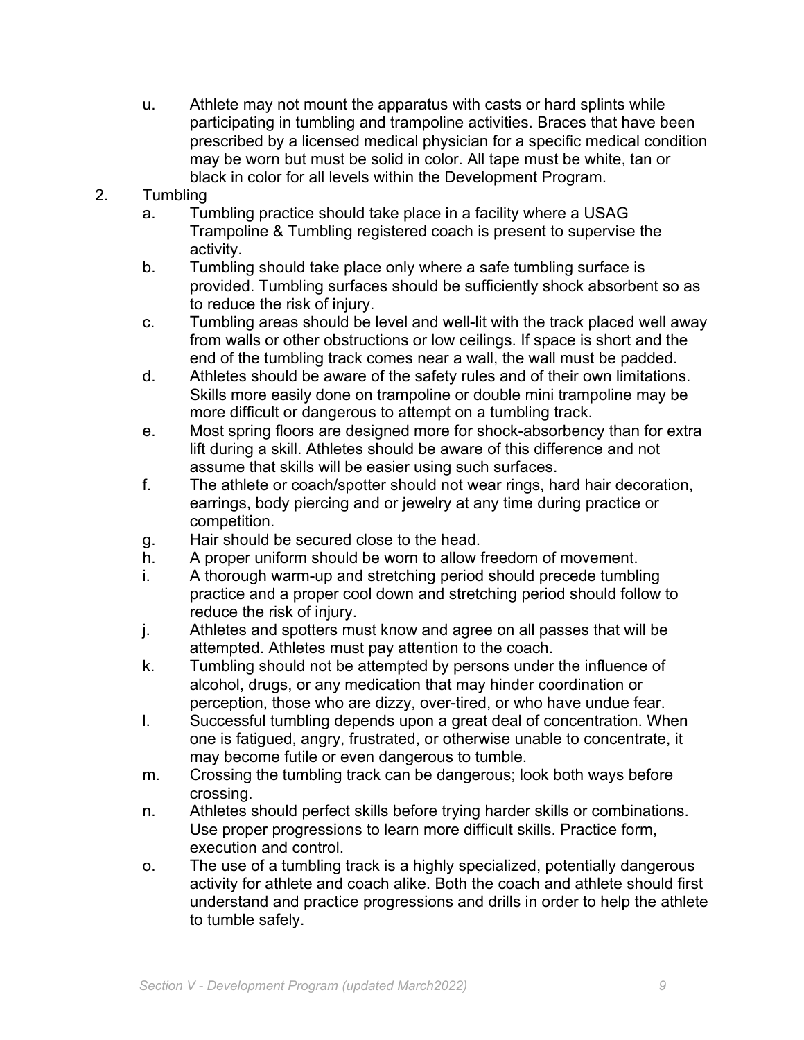u. Athlete may not mount the apparatus with casts or hard splints while participating in tumbling and trampoline activities. Braces that have been prescribed by a licensed medical physician for a specific medical condition may be worn but must be solid in color. All tape must be white, tan or black in color for all levels within the Development Program.

2. Tumbling
   a. Tumbling practice should take place in a facility where a USAG Trampoline & Tumbling registered coach is present to supervise the activity.
   b. Tumbling should take place only where a safe tumbling surface is provided. Tumbling surfaces should be sufficiently shock absorbent so as to reduce the risk of injury.
   c. Tumbling areas should be level and well-lit with the track placed well away from walls or other obstructions or low ceilings. If space is short and the end of the tumbling track comes near a wall, the wall must be padded.
   d. Athletes should be aware of the safety rules and of their own limitations. Skills more easily done on trampoline or double mini trampoline may be more difficult or dangerous to attempt on a tumbling track.
   e. Most spring floors are designed more for shock-absorbency than for extra lift during a skill. Athletes should be aware of this difference and not assume that skills will be easier using such surfaces.
   f. The athlete or coach/spotter should not wear rings, hard hair decoration, earrings, body piercing and or jewelry at any time during practice or competition.
   g. Hair should be secured close to the head.
   h. A proper uniform should be worn to allow freedom of movement.
   i. A thorough warm-up and stretching period should precede tumbling practice and a proper cool down and stretching period should follow to reduce the risk of injury.
   j. Athletes and spotters must know and agree on all passes that will be attempted. Athletes must pay attention to the coach.
   k. Tumbling should not be attempted by persons under the influence of alcohol, drugs, or any medication that may hinder coordination or perception, those who are dizzy, over-tired, or who have undue fear.
   l. Successful tumbling depends upon a great deal of concentration. When one is fatigued, angry, frustrated, or otherwise unable to concentrate, it may become futile or even dangerous to tumble.
   m. Crossing the tumbling track can be dangerous; look both ways before crossing.
   n. Athletes should perfect skills before trying harder skills or combinations. Use proper progressions to learn more difficult skills. Practice form, execution and control.
   o. The use of a tumbling track is a highly specialized, potentially dangerous activity for athlete and coach alike. Both the coach and athlete should first understand and practice progressions and drills in order to help the athlete to tumble safely.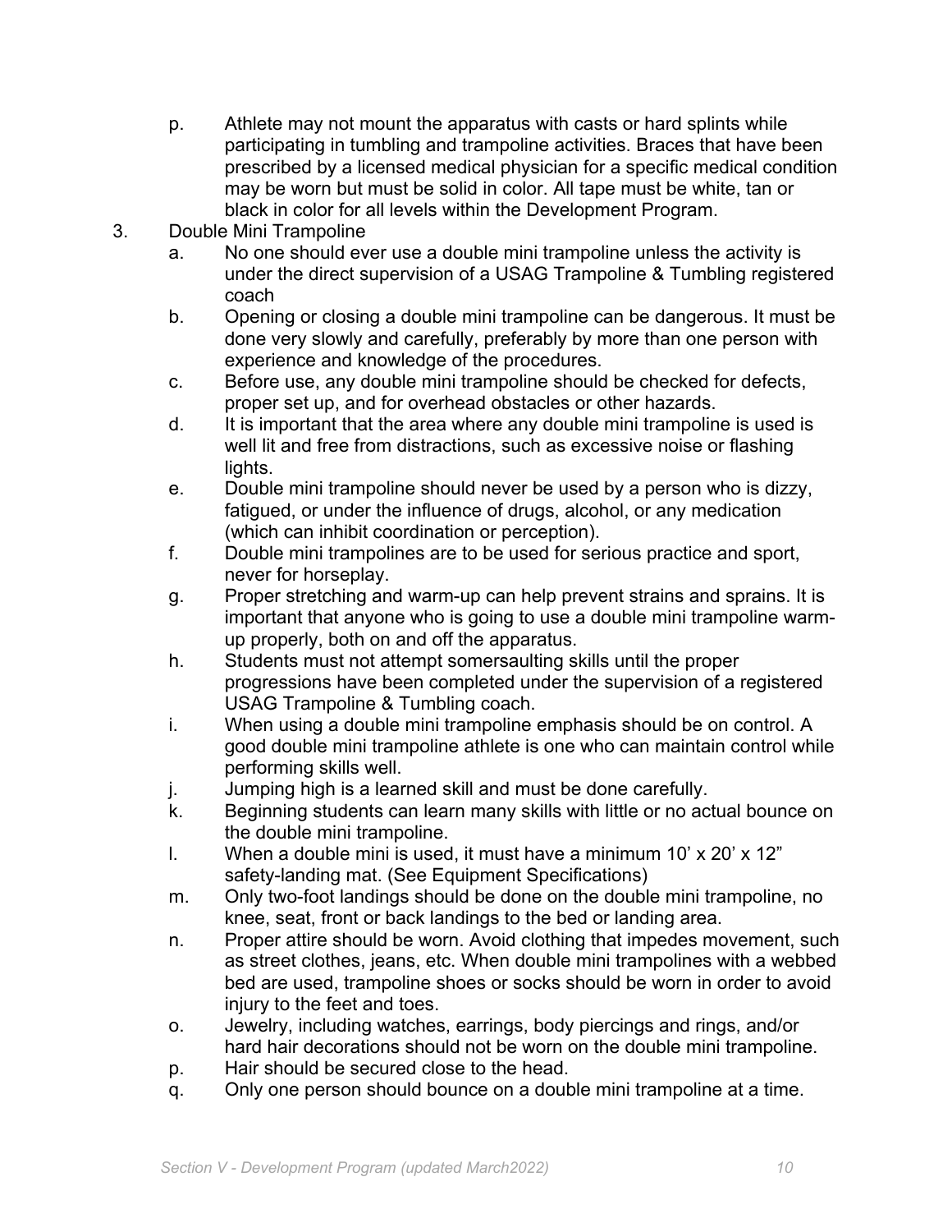p. Athlete may not mount the apparatus with casts or hard splints while participating in tumbling and trampoline activities. Braces that have been prescribed by a licensed medical physician for a specific medical condition may be worn but must be solid in color. All tape must be white, tan or black in color for all levels within the Development Program.

3. Double Mini Trampoline
   a. No one should ever use a double mini trampoline unless the activity is under the direct supervision of a USAG Trampoline & Tumbling registered coach
   b. Opening or closing a double mini trampoline can be dangerous. It must be done very slowly and carefully, preferably by more than one person with experience and knowledge of the procedures.
   c. Before use, any double mini trampoline should be checked for defects, proper set up, and for overhead obstacles or other hazards.
   d. It is important that the area where any double mini trampoline is used is well lit and free from distractions, such as excessive noise or flashing lights.
   e. Double mini trampoline should never be used by a person who is dizzy, fatigued, or under the influence of drugs, alcohol, or any medication (which can inhibit coordination or perception).
   f. Double mini trampolines are to be used for serious practice and sport, never for horseplay.
   g. Proper stretching and warm-up can help prevent strains and sprains. It is important that anyone who is going to use a double mini trampoline warm-up properly, both on and off the apparatus.
   h. Students must not attempt somersaulting skills until the proper progressions have been completed under the supervision of a registered USAG Trampoline & Tumbling coach.
   i. When using a double mini trampoline emphasis should be on control. A good double mini trampoline athlete is one who can maintain control while performing skills well.
   j. Jumping high is a learned skill and must be done carefully.
   k. Beginning students can learn many skills with little or no actual bounce on the double mini trampoline.
   l. When a double mini is used, it must have a minimum 10' x 20' x 12" safety-landing mat. (See Equipment Specifications)
   m. Only two-foot landings should be done on the double mini trampoline, no knee, seat, front or back landings to the bed or landing area.
   n. Proper attire should be worn. Avoid clothing that impedes movement, such as street clothes, jeans, etc. When double mini trampolines with a webbed bed are used, trampoline shoes or socks should be worn in order to avoid injury to the feet and toes.
   o. Jewelry, including watches, earrings, body piercings and rings, and/or hard hair decorations should not be worn on the double mini trampoline.
   p. Hair should be secured close to the head.
   q. Only one person should bounce on a double mini trampoline at a time.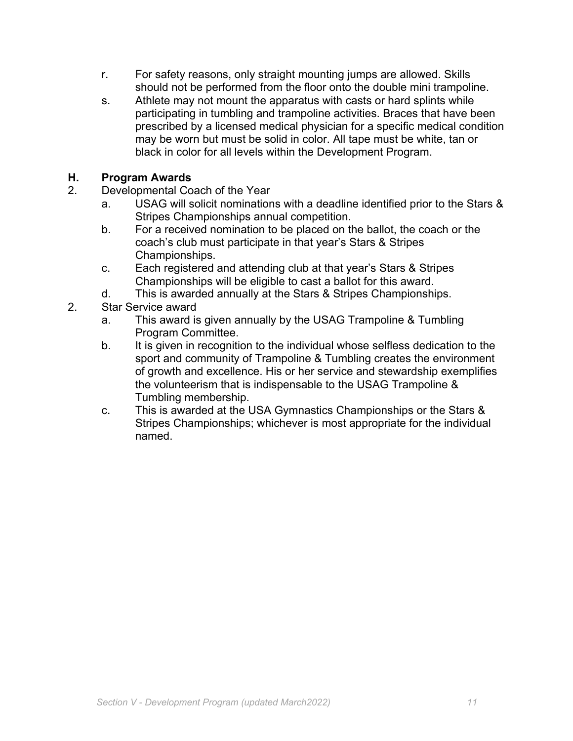r. For safety reasons, only straight mounting jumps are allowed. Skills should not be performed from the floor onto the double mini trampoline.

s. Athlete may not mount the apparatus with casts or hard splints while participating in tumbling and trampoline activities. Braces that have been prescribed by a licensed medical physician for a specific medical condition may be worn but must be solid in color. All tape must be white, tan or black in color for all levels within the Development Program.

## H. Program Awards

2. Developmental Coach of the Year
   - a. USAG will solicit nominations with a deadline identified prior to the Stars & Stripes Championships annual competition.
   - b. For a received nomination to be placed on the ballot, the coach or the coach's club must participate in that year's Stars & Stripes Championships.
   - c. Each registered and attending club at that year's Stars & Stripes Championships will be eligible to cast a ballot for this award.
   - d. This is awarded annually at the Stars & Stripes Championships.

2. Star Service award
   - a. This award is given annually by the USAG Trampoline & Tumbling Program Committee.
   - b. It is given in recognition to the individual whose selfless dedication to the sport and community of Trampoline & Tumbling creates the environment of growth and excellence. His or her service and stewardship exemplifies the volunteerism that is indispensable to the USAG Trampoline & Tumbling membership.
   - c. This is awarded at the USA Gymnastics Championships or the Stars & Stripes Championships; whichever is most appropriate for the individual named.